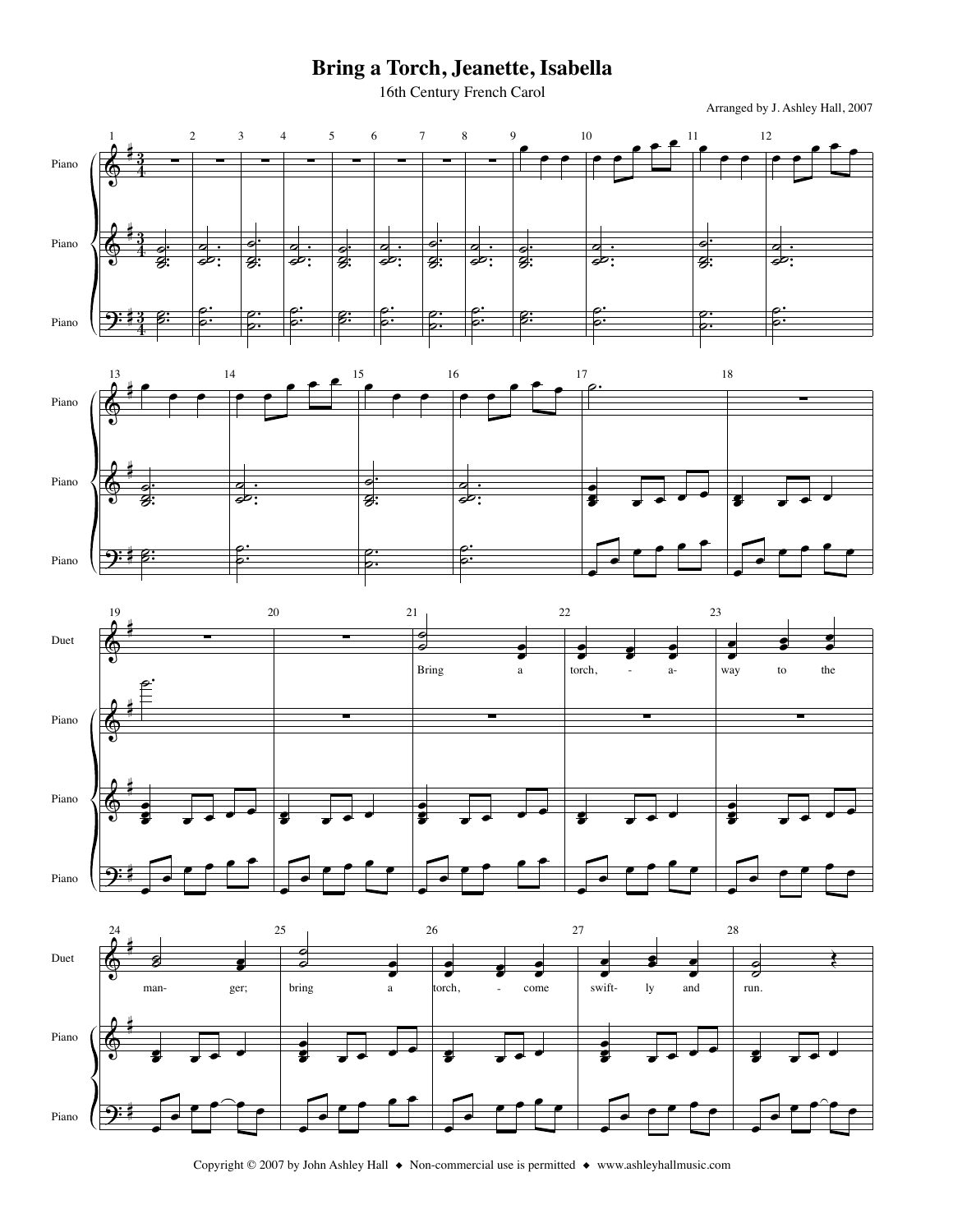# Bring a Torch, Jeanette, Isabella

16th Century French Carol

Arranged by J. Ashley Hall, 2007

Bring a torch, - a- way to the man- ger; bring a torch, - come swift- ly and run.

Copyright © 2007 by John Ashley Hall ◆ Non-commercial use is permitted ◆ www.ashleyhallmusic.com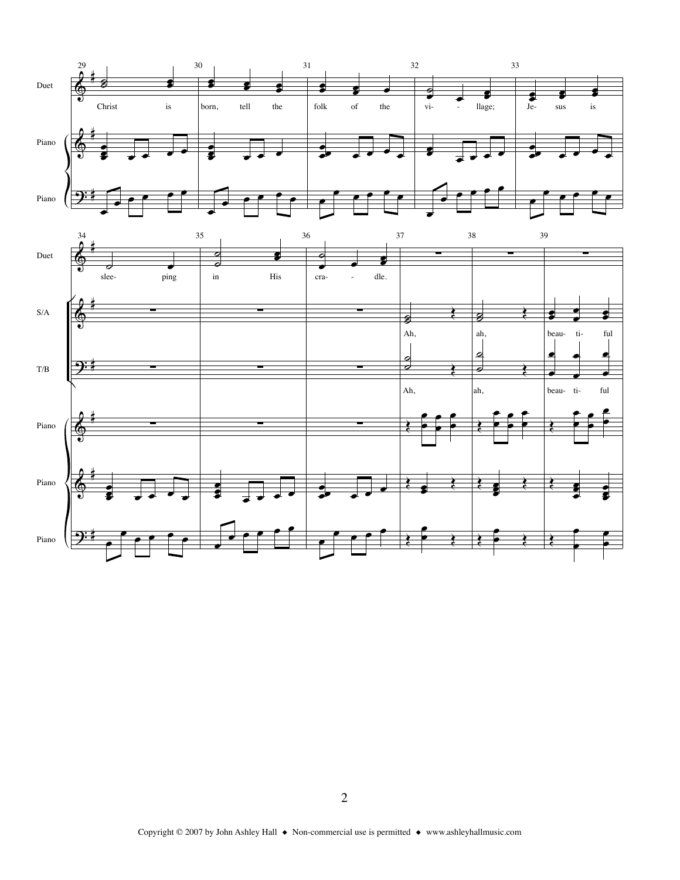Christ is born, tell the folk of the vi- - llage; Je- sus is slee- ping in His cra- - dle.

Ah, ah, beau- ti- ful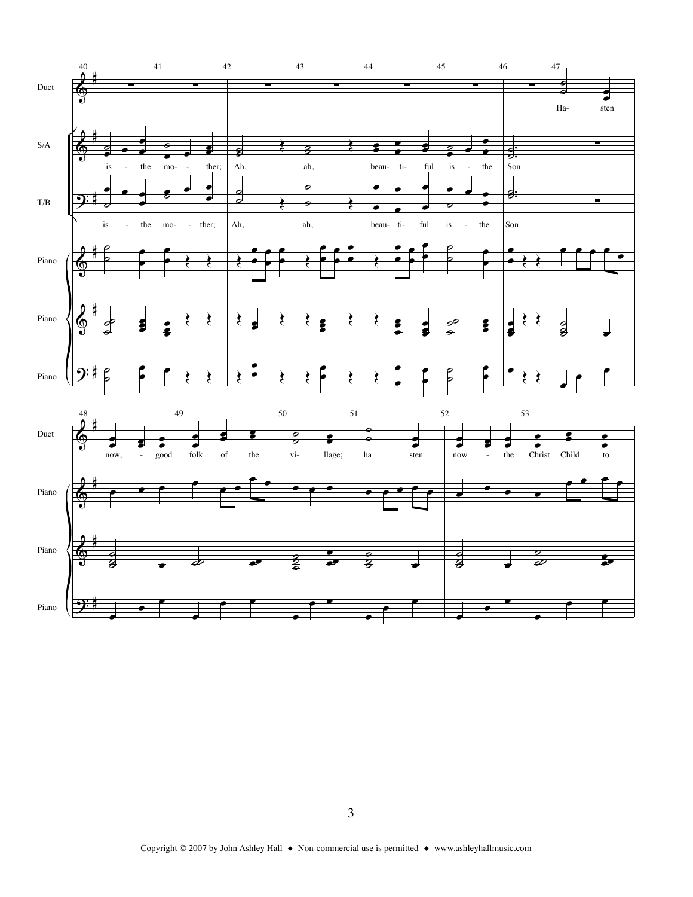Duet: Ha- sten now, - good folk of the vi- llage; ha sten now - the Christ Child to

S/A: is - the mo- - ther; Ah, ah, beau- ti- ful is - the Son.

T/B: is - the mo- - ther; Ah, ah, beau- ti- ful is - the Son.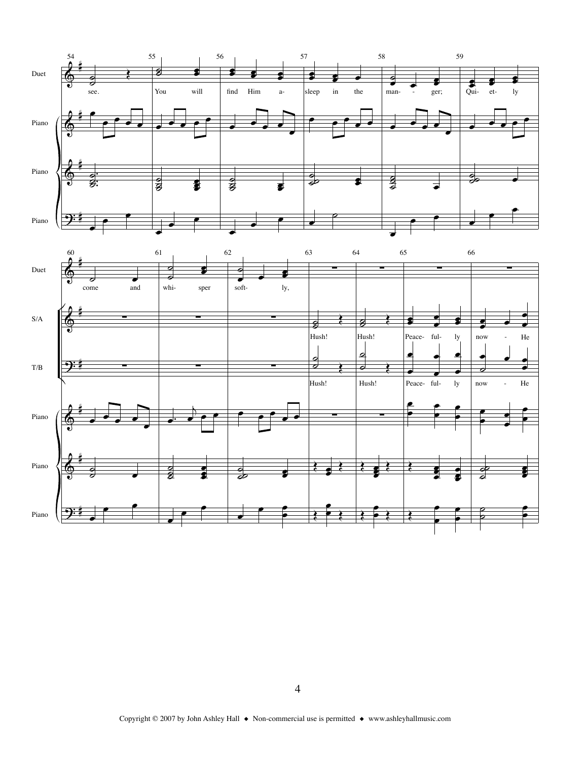You will find Him asleep in the manger; Quietly come and whisper softly,

Hush! Hush! Peaceful-ly now - He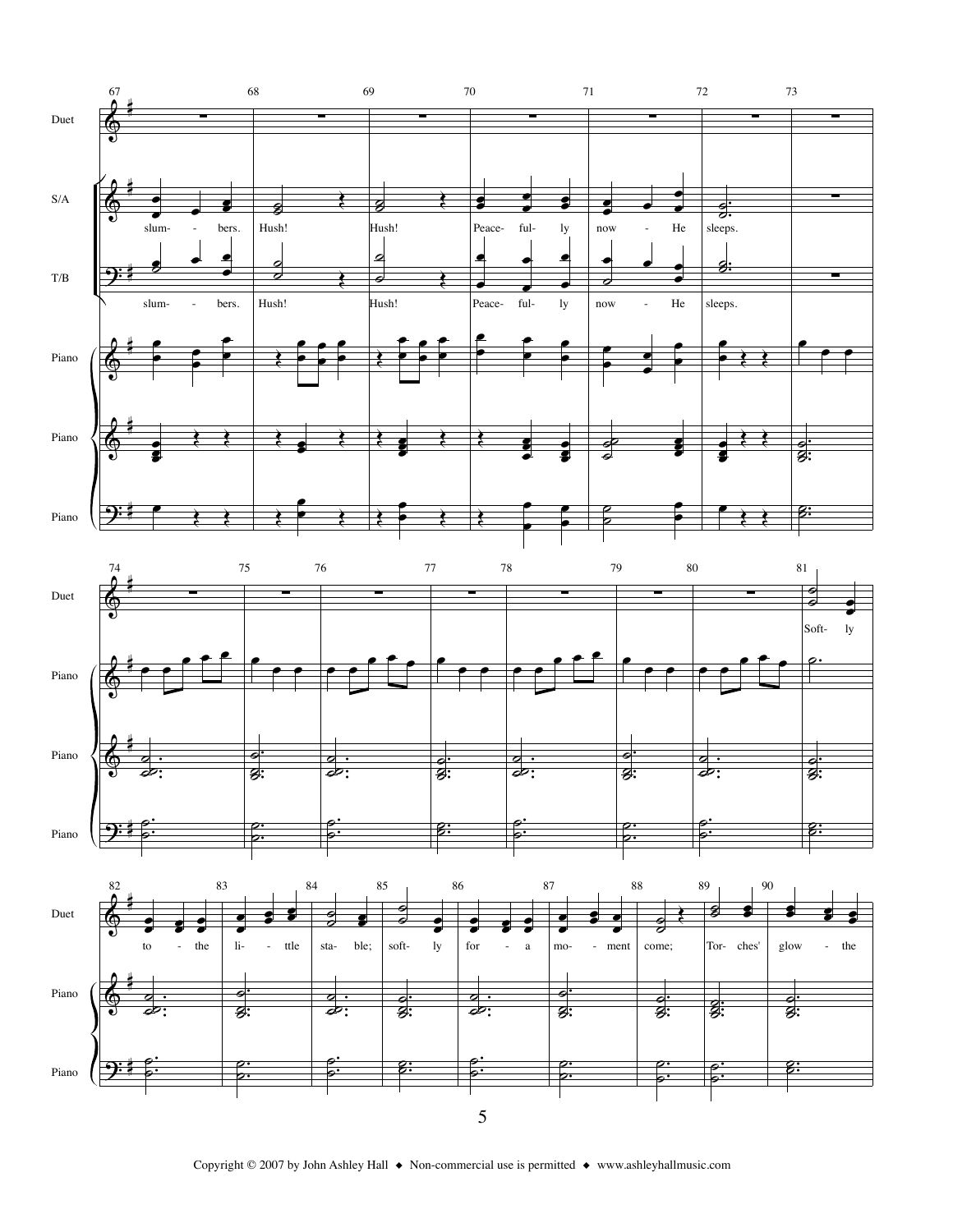slum- - bers. Hush! Hush! Peace- ful- ly now - He sleeps.

Soft- ly to - the li- - ttle sta- ble; soft- ly for - a mo- - ment come; Tor- ches' glow - the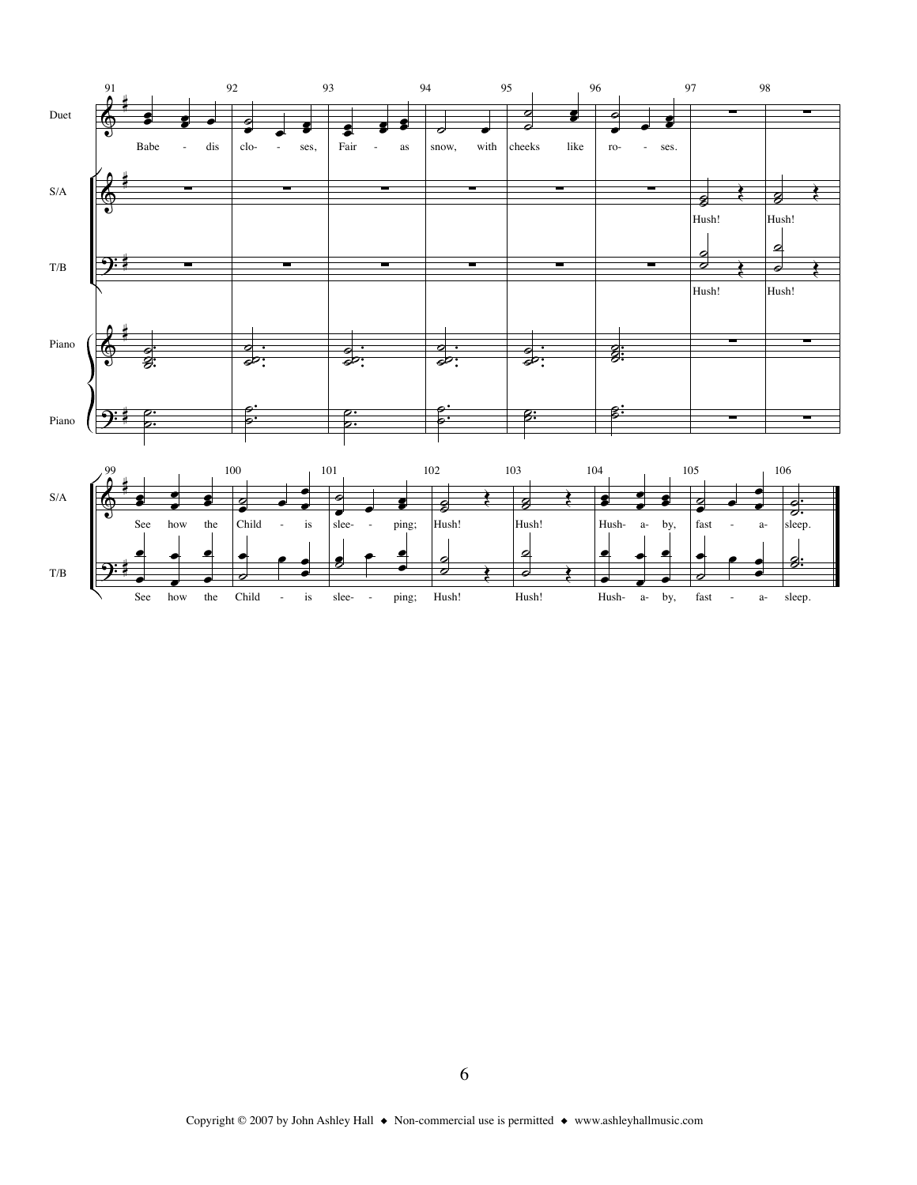Duet: Babe - dis clo- - ses, Fair - as snow, with cheeks like ro- - ses.

S/A: Hush! Hush!

T/B: Hush! Hush!

Piano

S/A: See how the Child - is slee- - ping; Hush! Hush! Hush- a- by, fast - a- sleep.

T/B: See how the Child - is slee- - ping; Hush! Hush! Hush- a- by, fast - a- sleep.